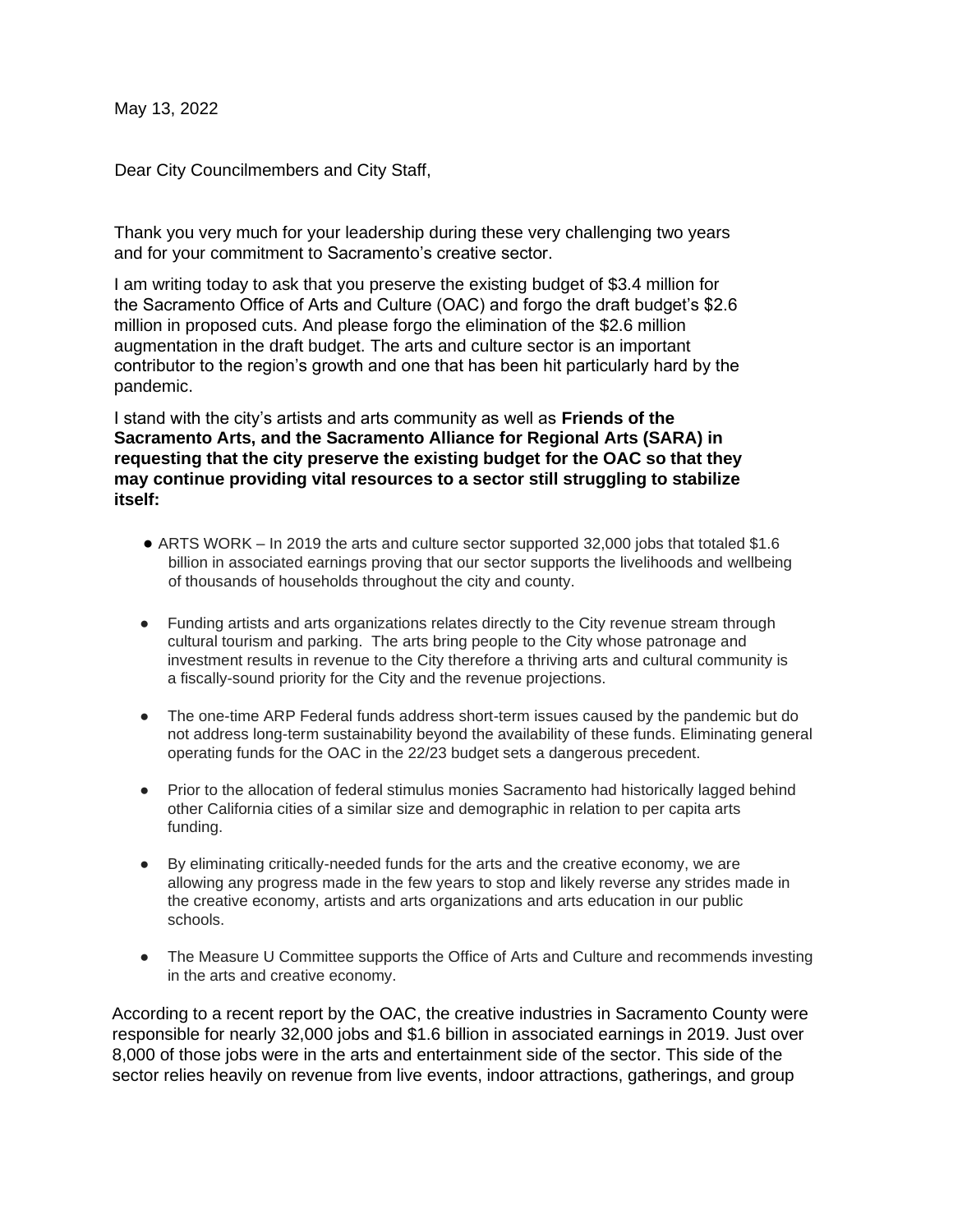May 13, 2022

Dear City Councilmembers and City Staff,

Thank you very much for your leadership during these very challenging two years and for your commitment to Sacramento's creative sector.

I am writing today to ask that you preserve the existing budget of $3.4 million for the Sacramento Office of Arts and Culture (OAC) and forgo the draft budget's $2.6 million in proposed cuts. And please forgo the elimination of the $2.6 million augmentation in the draft budget. The arts and culture sector is an important contributor to the region's growth and one that has been hit particularly hard by the pandemic.

I stand with the city's artists and arts community as well as **Friends of the Sacramento Arts, and the Sacramento Alliance for Regional Arts (SARA) in requesting that the city preserve the existing budget for the OAC so that they may continue providing vital resources to a sector still struggling to stabilize itself:**

- ARTS WORK – In 2019 the arts and culture sector supported 32,000 jobs that totaled $1.6 billion in associated earnings proving that our sector supports the livelihoods and wellbeing of thousands of households throughout the city and county.
- Funding artists and arts organizations relates directly to the City revenue stream through cultural tourism and parking. The arts bring people to the City whose patronage and investment results in revenue to the City therefore a thriving arts and cultural community is a fiscally-sound priority for the City and the revenue projections.
- The one-time ARP Federal funds address short-term issues caused by the pandemic but do not address long-term sustainability beyond the availability of these funds. Eliminating general operating funds for the OAC in the 22/23 budget sets a dangerous precedent.
- Prior to the allocation of federal stimulus monies Sacramento had historically lagged behind other California cities of a similar size and demographic in relation to per capita arts funding.
- By eliminating critically-needed funds for the arts and the creative economy, we are allowing any progress made in the few years to stop and likely reverse any strides made in the creative economy, artists and arts organizations and arts education in our public schools.
- The Measure U Committee supports the Office of Arts and Culture and recommends investing in the arts and creative economy.

According to a recent report by the OAC, the creative industries in Sacramento County were responsible for nearly 32,000 jobs and $1.6 billion in associated earnings in 2019. Just over 8,000 of those jobs were in the arts and entertainment side of the sector. This side of the sector relies heavily on revenue from live events, indoor attractions, gatherings, and group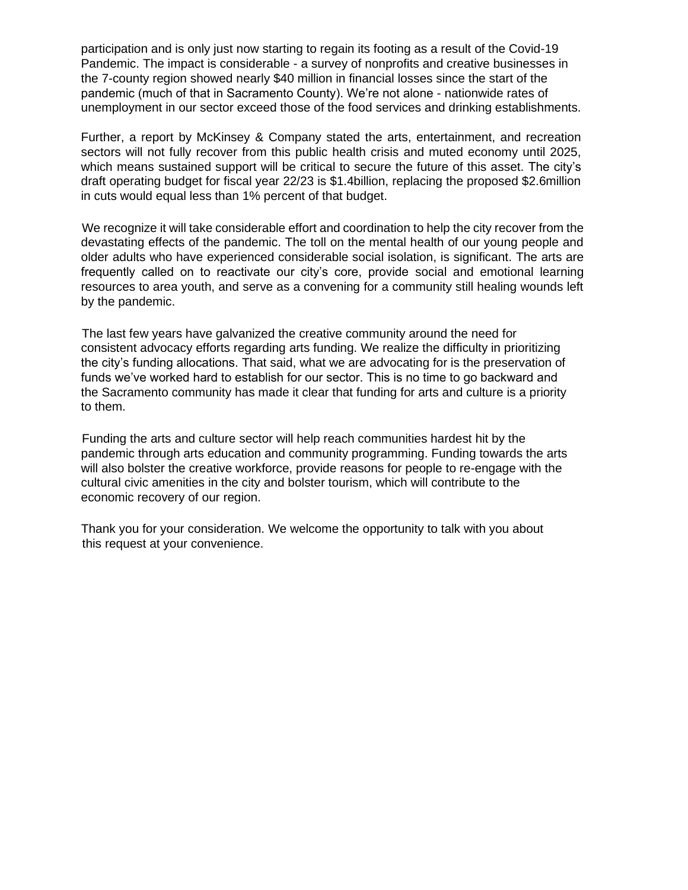participation and is only just now starting to regain its footing as a result of the Covid-19 Pandemic. The impact is considerable - a survey of nonprofits and creative businesses in the 7-county region showed nearly $40 million in financial losses since the start of the pandemic (much of that in Sacramento County). We're not alone - nationwide rates of unemployment in our sector exceed those of the food services and drinking establishments.

Further, a report by McKinsey & Company stated the arts, entertainment, and recreation sectors will not fully recover from this public health crisis and muted economy until 2025, which means sustained support will be critical to secure the future of this asset. The city's draft operating budget for fiscal year 22/23 is $1.4billion, replacing the proposed $2.6million in cuts would equal less than 1% percent of that budget.

We recognize it will take considerable effort and coordination to help the city recover from the devastating effects of the pandemic. The toll on the mental health of our young people and older adults who have experienced considerable social isolation, is significant. The arts are frequently called on to reactivate our city's core, provide social and emotional learning resources to area youth, and serve as a convening for a community still healing wounds left by the pandemic.

The last few years have galvanized the creative community around the need for consistent advocacy efforts regarding arts funding. We realize the difficulty in prioritizing the city's funding allocations. That said, what we are advocating for is the preservation of funds we've worked hard to establish for our sector. This is no time to go backward and the Sacramento community has made it clear that funding for arts and culture is a priority to them.

Funding the arts and culture sector will help reach communities hardest hit by the pandemic through arts education and community programming. Funding towards the arts will also bolster the creative workforce, provide reasons for people to re-engage with the cultural civic amenities in the city and bolster tourism, which will contribute to the economic recovery of our region.

Thank you for your consideration. We welcome the opportunity to talk with you about this request at your convenience.